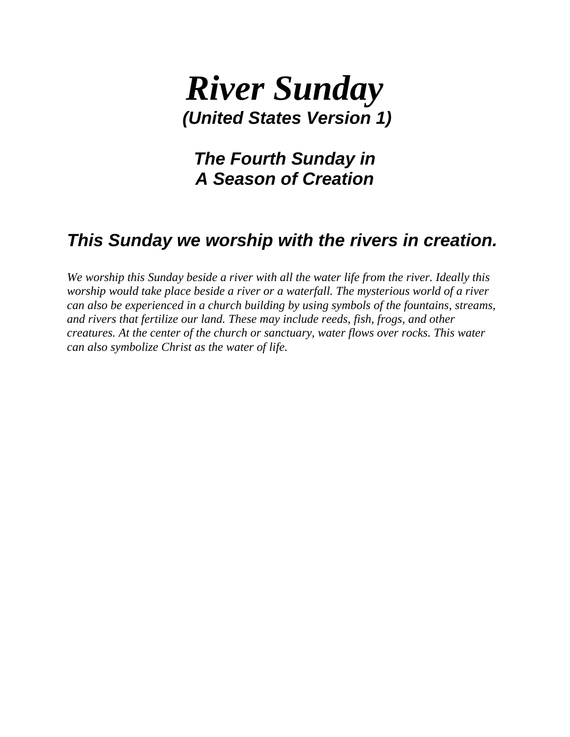# *River Sunday*

***(United States Version 1)***

***The Fourth Sunday in A Season of Creation***

## *This Sunday we worship with the rivers in creation.*

*We worship this Sunday beside a river with all the water life from the river. Ideally this worship would take place beside a river or a waterfall. The mysterious world of a river can also be experienced in a church building by using symbols of the fountains, streams, and rivers that fertilize our land. These may include reeds, fish, frogs, and other creatures. At the center of the church or sanctuary, water flows over rocks. This water can also symbolize Christ as the water of life.*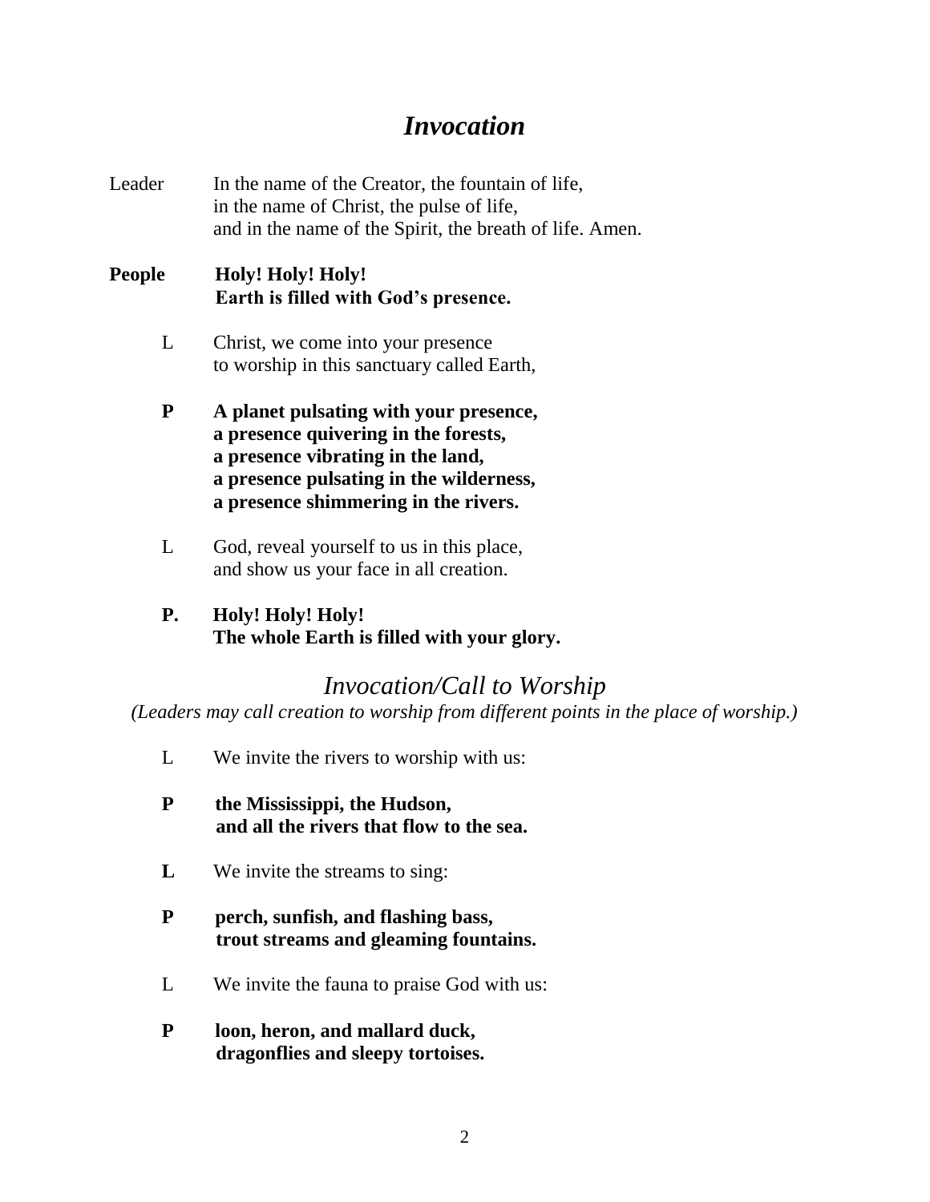# *Invocation*

Leader In the name of the Creator, the fountain of life,
in the name of Christ, the pulse of life,
and in the name of the Spirit, the breath of life. Amen.

**People Holy! Holy! Holy!**
**Earth is filled with God's presence.**

L Christ, we come into your presence
to worship in this sanctuary called Earth,

**P A planet pulsating with your presence,**
**a presence quivering in the forests,**
**a presence vibrating in the land,**
**a presence pulsating in the wilderness,**
**a presence shimmering in the rivers.**

L God, reveal yourself to us in this place,
and show us your face in all creation.

**P. Holy! Holy! Holy!**
**The whole Earth is filled with your glory.**

## *Invocation/Call to Worship*

*(Leaders may call creation to worship from different points in the place of worship.)*

L We invite the rivers to worship with us:

**P the Mississippi, the Hudson,**
**and all the rivers that flow to the sea.**

**L** We invite the streams to sing:

**P perch, sunfish, and flashing bass,**
**trout streams and gleaming fountains.**

L We invite the fauna to praise God with us:

**P loon, heron, and mallard duck,**
**dragonflies and sleepy tortoises.**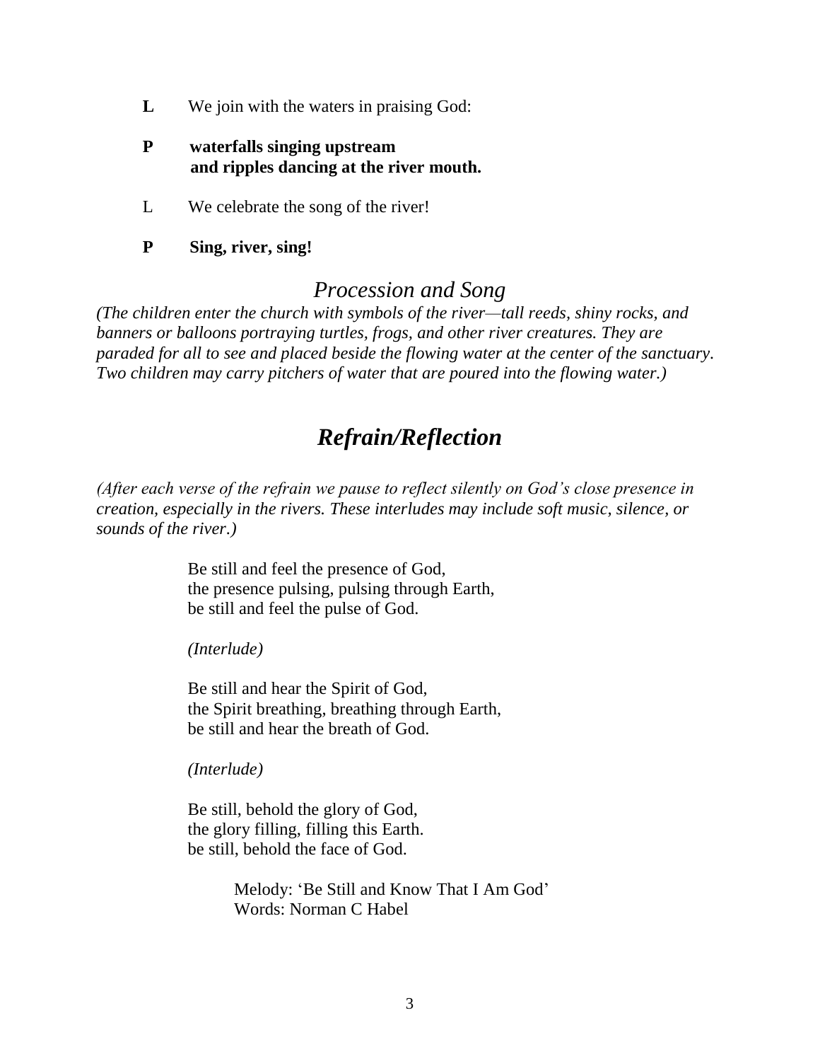**L** We join with the waters in praising God:

**P** **waterfalls singing upstream**
**and ripples dancing at the river mouth.**

L We celebrate the song of the river!

**P** **Sing, river, sing!**

## *Procession and Song*

*(The children enter the church with symbols of the river—tall reeds, shiny rocks, and banners or balloons portraying turtles, frogs, and other river creatures. They are paraded for all to see and placed beside the flowing water at the center of the sanctuary. Two children may carry pitchers of water that are poured into the flowing water.)*

## ***Refrain/Reflection***

*(After each verse of the refrain we pause to reflect silently on God's close presence in creation, especially in the rivers. These interludes may include soft music, silence, or sounds of the river.)*

Be still and feel the presence of God,
the presence pulsing, pulsing through Earth,
be still and feel the pulse of God.

*(Interlude)*

Be still and hear the Spirit of God,
the Spirit breathing, breathing through Earth,
be still and hear the breath of God.

*(Interlude)*

Be still, behold the glory of God,
the glory filling, filling this Earth.
be still, behold the face of God.

Melody: 'Be Still and Know That I Am God'
Words: Norman C Habel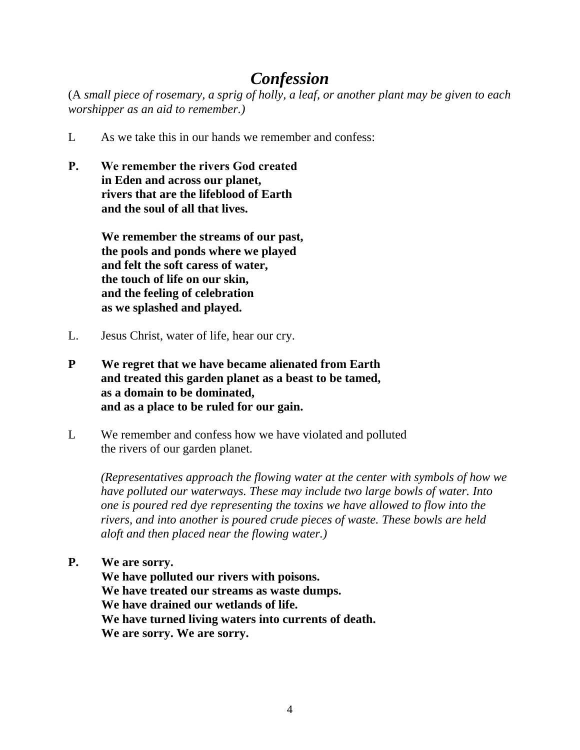# *Confession*

(A *small piece of rosemary, a sprig of holly, a leaf, or another plant may be given to each worshipper as an aid to remember.)*

L As we take this in our hands we remember and confess:

**P. We remember the rivers God created**
**in Eden and across our planet,**
**rivers that are the lifeblood of Earth**
**and the soul of all that lives.**

**We remember the streams of our past,**
**the pools and ponds where we played**
**and felt the soft caress of water,**
**the touch of life on our skin,**
**and the feeling of celebration**
**as we splashed and played.**

L. Jesus Christ, water of life, hear our cry.

**P We regret that we have became alienated from Earth**
**and treated this garden planet as a beast to be tamed,**
**as a domain to be dominated,**
**and as a place to be ruled for our gain.**

L We remember and confess how we have violated and polluted
the rivers of our garden planet.

*(Representatives approach the flowing water at the center with symbols of how we have polluted our waterways. These may include two large bowls of water. Into one is poured red dye representing the toxins we have allowed to flow into the rivers, and into another is poured crude pieces of waste. These bowls are held aloft and then placed near the flowing water.)*

**P. We are sorry.**
**We have polluted our rivers with poisons.**
**We have treated our streams as waste dumps.**
**We have drained our wetlands of life.**
**We have turned living waters into currents of death.**
**We are sorry. We are sorry.**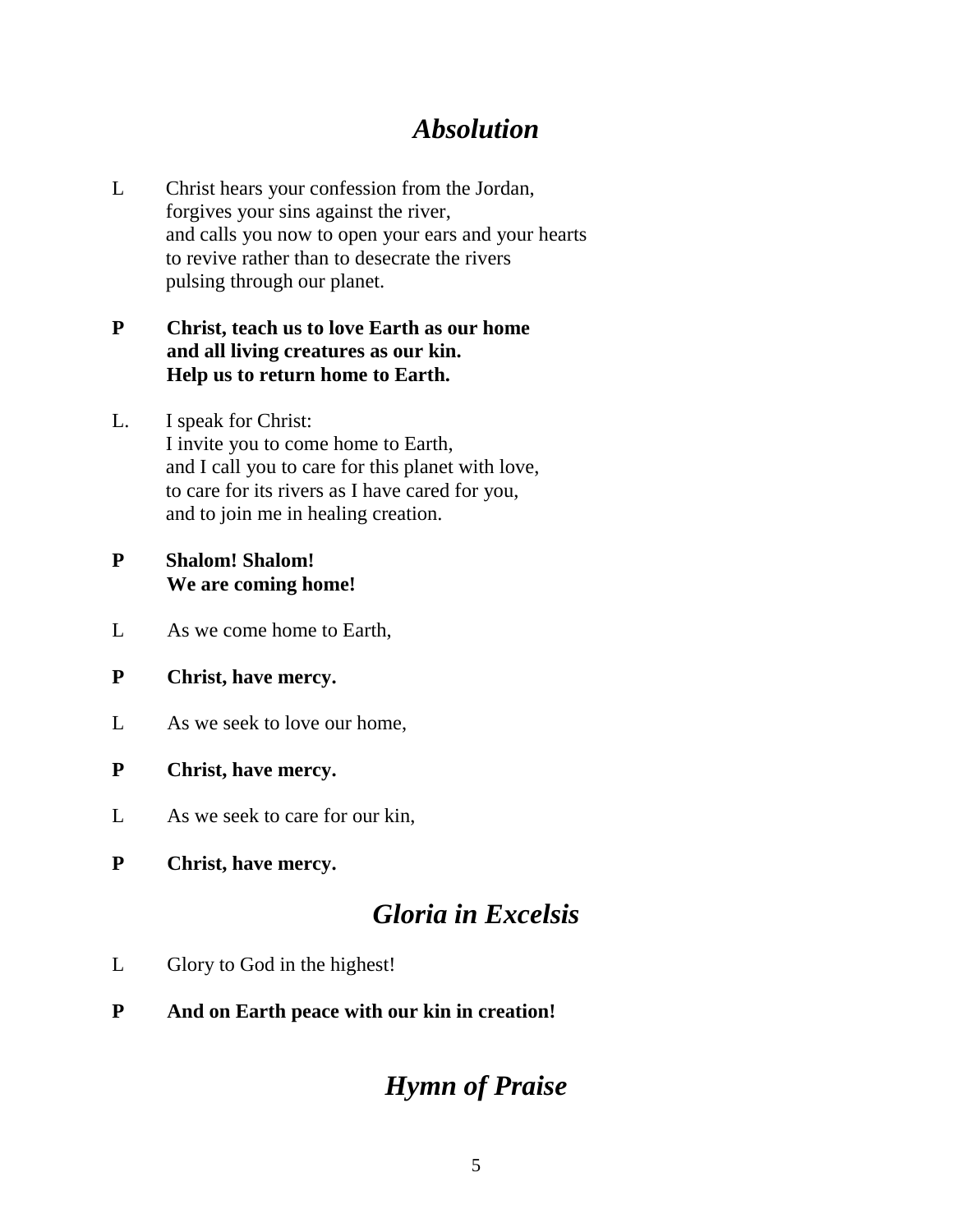## *Absolution*

L  Christ hears your confession from the Jordan,
forgives your sins against the river,
and calls you now to open your ears and your hearts
to revive rather than to desecrate the rivers
pulsing through our planet.

**P  Christ, teach us to love Earth as our home
and all living creatures as our kin.
Help us to return home to Earth.**

L.  I speak for Christ:
I invite you to come home to Earth,
and I call you to care for this planet with love,
to care for its rivers as I have cared for you,
and to join me in healing creation.

**P  Shalom! Shalom!
We are coming home!**

L  As we come home to Earth,

**P  Christ, have mercy.**

L  As we seek to love our home,

**P  Christ, have mercy.**

L  As we seek to care for our kin,

**P  Christ, have mercy.**

## *Gloria in Excelsis*

L  Glory to God in the highest!

**P  And on Earth peace with our kin in creation!**

## *Hymn of Praise*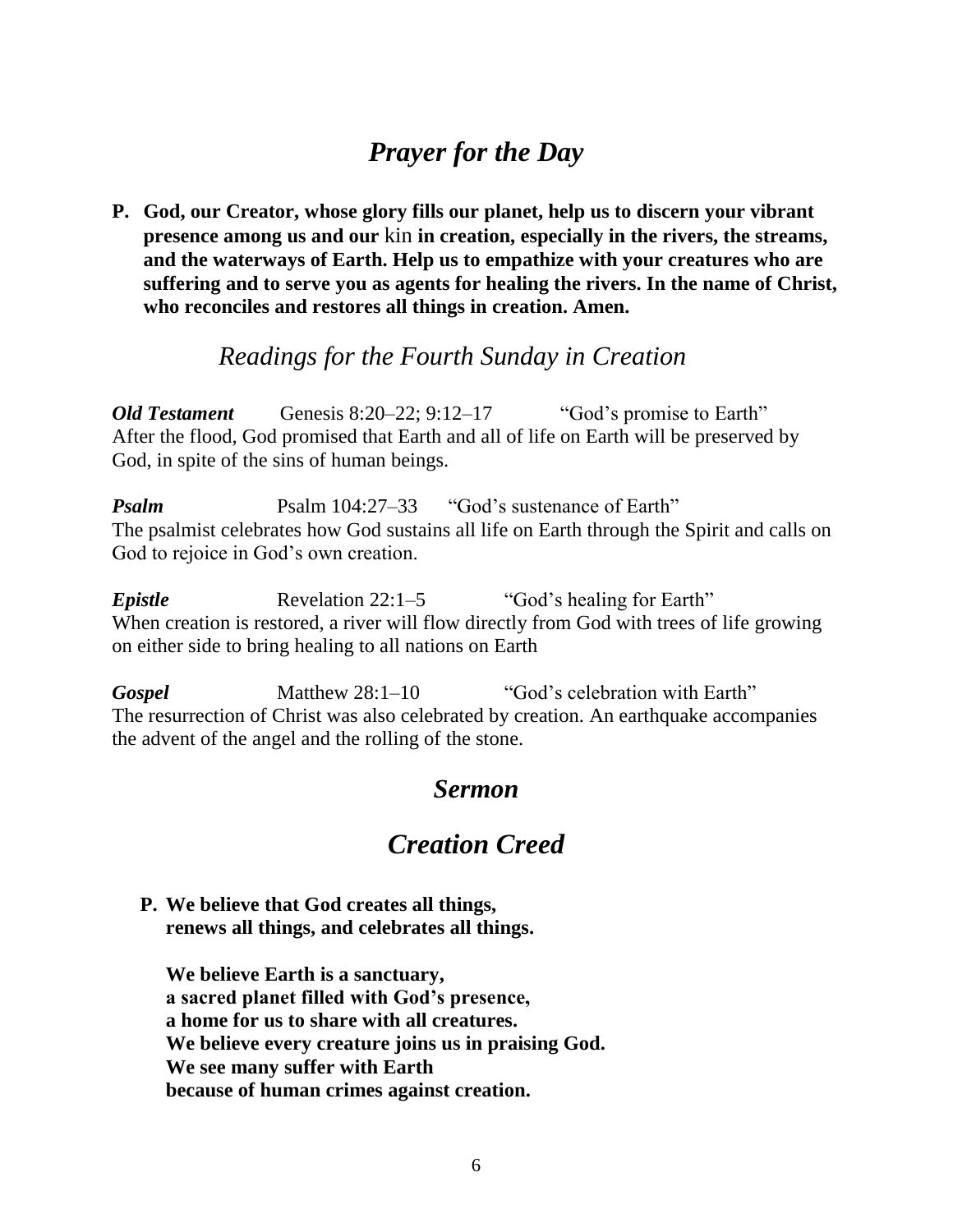## *Prayer for the Day*

**P. God, our Creator, whose glory fills our planet, help us to discern your vibrant presence among us and our** kin **in creation, especially in the rivers, the streams, and the waterways of Earth. Help us to empathize with your creatures who are suffering and to serve you as agents for healing the rivers. In the name of Christ, who reconciles and restores all things in creation. Amen.**

### *Readings for the Fourth Sunday in Creation*

***Old Testament*** Genesis 8:20–22; 9:12–17 "God's promise to Earth"
After the flood, God promised that Earth and all of life on Earth will be preserved by God, in spite of the sins of human beings.

***Psalm*** Psalm 104:27–33 "God's sustenance of Earth"
The psalmist celebrates how God sustains all life on Earth through the Spirit and calls on God to rejoice in God's own creation.

***Epistle*** Revelation 22:1–5 "God's healing for Earth"
When creation is restored, a river will flow directly from God with trees of life growing on either side to bring healing to all nations on Earth

***Gospel*** Matthew 28:1–10 "God's celebration with Earth"
The resurrection of Christ was also celebrated by creation. An earthquake accompanies the advent of the angel and the rolling of the stone.

## *Sermon*

## *Creation Creed*

**P. We believe that God creates all things,
renews all things, and celebrates all things.**

**We believe Earth is a sanctuary,
a sacred planet filled with God's presence,
a home for us to share with all creatures.
We believe every creature joins us in praising God.
We see many suffer with Earth
because of human crimes against creation.**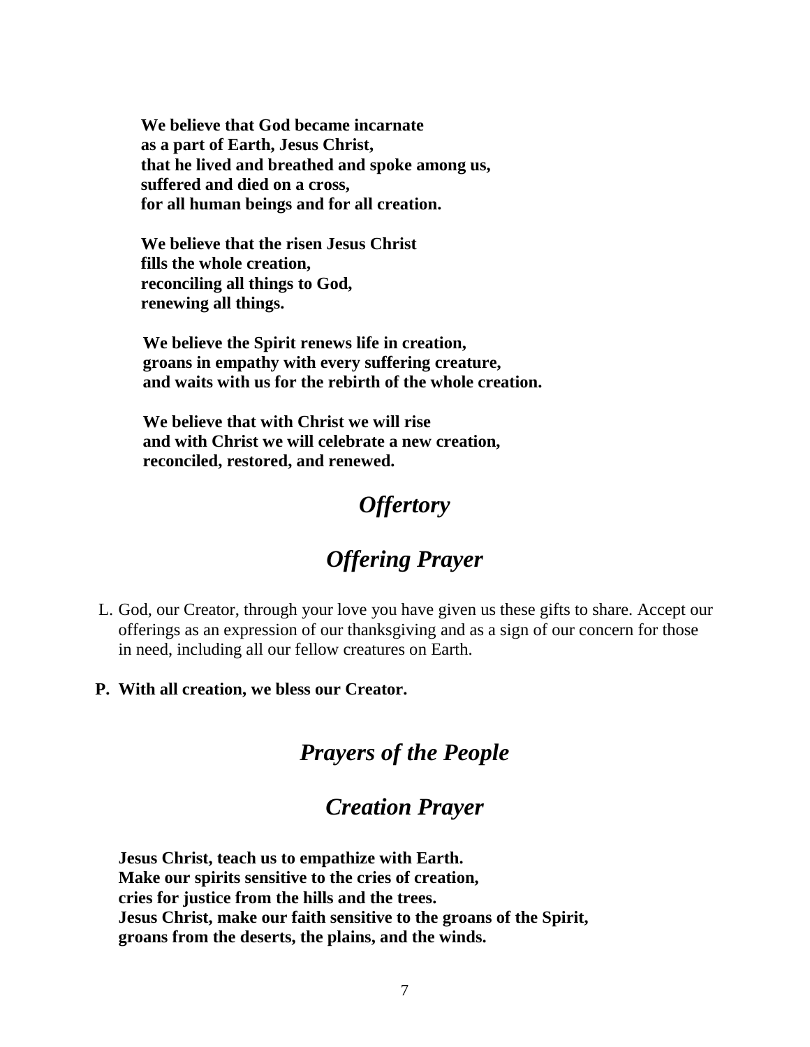**We believe that God became incarnate**
**as a part of Earth, Jesus Christ,**
**that he lived and breathed and spoke among us,**
**suffered and died on a cross,**
**for all human beings and for all creation.**

**We believe that the risen Jesus Christ**
**fills the whole creation,**
**reconciling all things to God,**
**renewing all things.**

**We believe the Spirit renews life in creation,**
**groans in empathy with every suffering creature,**
**and waits with us for the rebirth of the whole creation.**

**We believe that with Christ we will rise**
**and with Christ we will celebrate a new creation,**
**reconciled, restored, and renewed.**

## *Offertory*

## *Offering Prayer*

L. God, our Creator, through your love you have given us these gifts to share. Accept our offerings as an expression of our thanksgiving and as a sign of our concern for those in need, including all our fellow creatures on Earth.

**P. With all creation, we bless our Creator.**

## *Prayers of the People*

## *Creation Prayer*

**Jesus Christ, teach us to empathize with Earth.**
**Make our spirits sensitive to the cries of creation,**
**cries for justice from the hills and the trees.**
**Jesus Christ, make our faith sensitive to the groans of the Spirit,**
**groans from the deserts, the plains, and the winds.**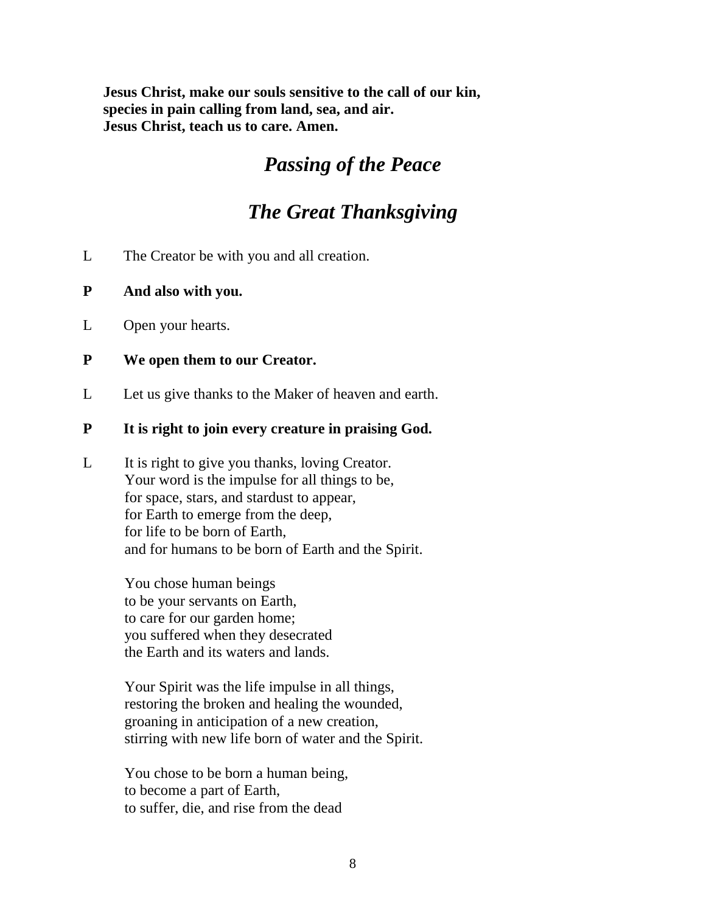**Jesus Christ, make our souls sensitive to the call of our kin,**
**species in pain calling from land, sea, and air.**
**Jesus Christ, teach us to care. Amen.**

## *Passing of the Peace*

## *The Great Thanksgiving*

L The Creator be with you and all creation.

**P And also with you.**

L Open your hearts.

**P We open them to our Creator.**

L Let us give thanks to the Maker of heaven and earth.

**P It is right to join every creature in praising God.**

L It is right to give you thanks, loving Creator.
Your word is the impulse for all things to be,
for space, stars, and stardust to appear,
for Earth to emerge from the deep,
for life to be born of Earth,
and for humans to be born of Earth and the Spirit.

You chose human beings
to be your servants on Earth,
to care for our garden home;
you suffered when they desecrated
the Earth and its waters and lands.

Your Spirit was the life impulse in all things,
restoring the broken and healing the wounded,
groaning in anticipation of a new creation,
stirring with new life born of water and the Spirit.

You chose to be born a human being,
to become a part of Earth,
to suffer, die, and rise from the dead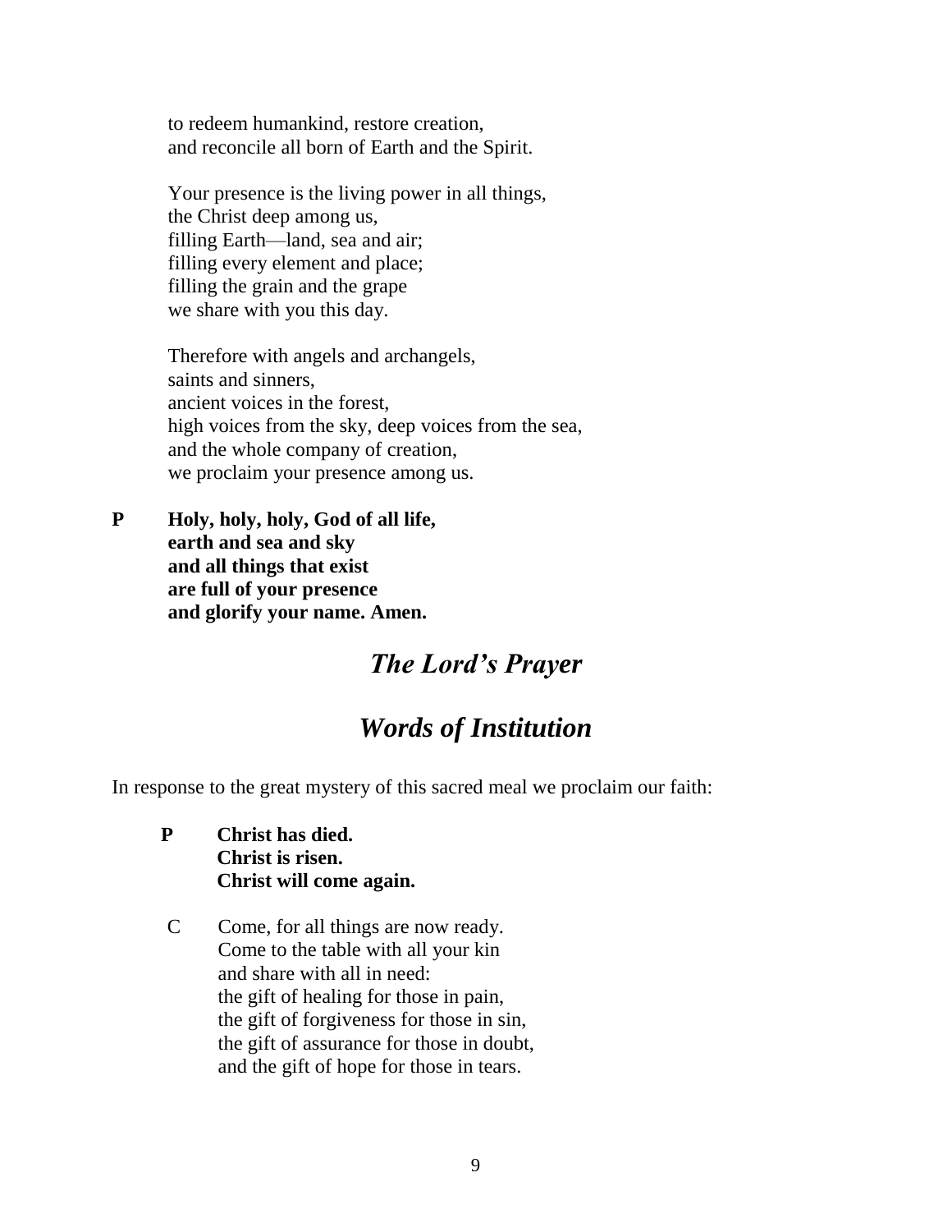to redeem humankind, restore creation,
and reconcile all born of Earth and the Spirit.

Your presence is the living power in all things,
the Christ deep among us,
filling Earth—land, sea and air;
filling every element and place;
filling the grain and the grape
we share with you this day.

Therefore with angels and archangels,
saints and sinners,
ancient voices in the forest,
high voices from the sky, deep voices from the sea,
and the whole company of creation,
we proclaim your presence among us.

**P Holy, holy, holy, God of all life,
earth and sea and sky
and all things that exist
are full of your presence
and glorify your name. Amen.**

## *The Lord's Prayer*

## *Words of Institution*

In response to the great mystery of this sacred meal we proclaim our faith:

**P Christ has died.
Christ is risen.
Christ will come again.**

C Come, for all things are now ready.
Come to the table with all your kin
and share with all in need:
the gift of healing for those in pain,
the gift of forgiveness for those in sin,
the gift of assurance for those in doubt,
and the gift of hope for those in tears.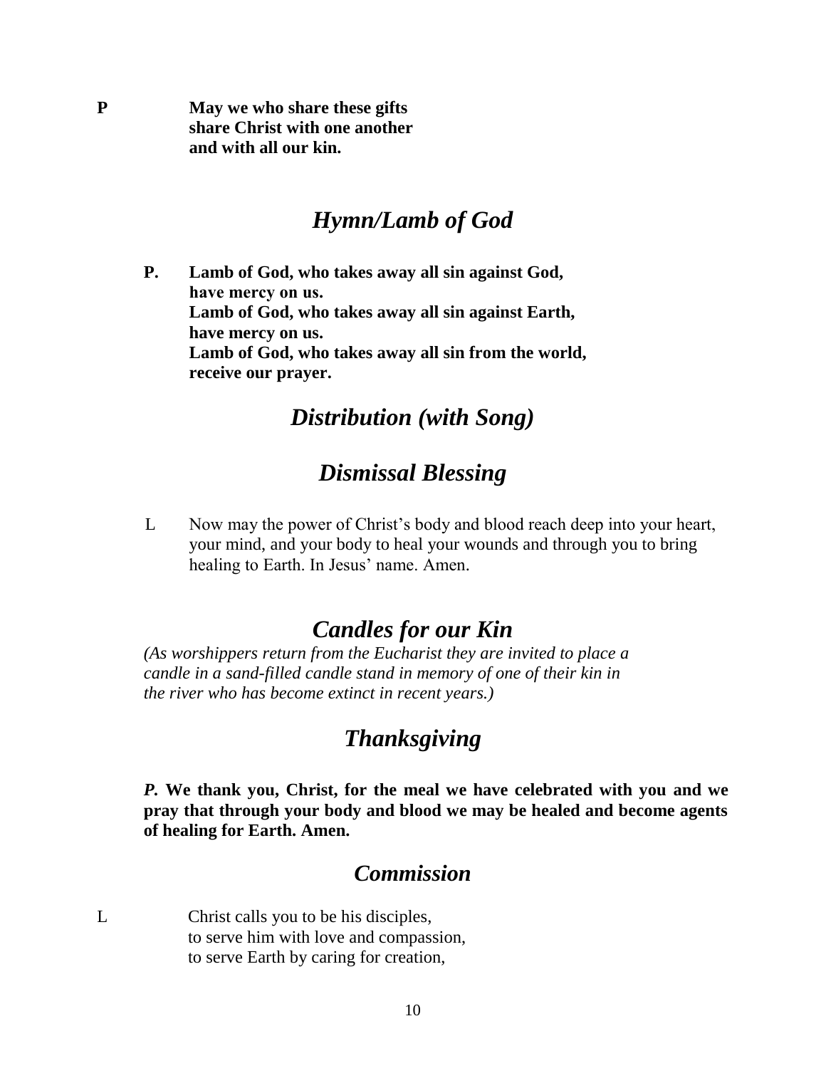**P** **May we who share these gifts share Christ with one another and with all our kin.**

## *Hymn/Lamb of God*

**P.** **Lamb of God, who takes away all sin against God,**
**have mercy on us.**
**Lamb of God, who takes away all sin against Earth,**
**have mercy on us.**
**Lamb of God, who takes away all sin from the world,**
**receive our prayer.**

## *Distribution (with Song)*

## *Dismissal Blessing*

L Now may the power of Christ's body and blood reach deep into your heart, your mind, and your body to heal your wounds and through you to bring healing to Earth. In Jesus' name. Amen.

## *Candles for our Kin*

*(As worshippers return from the Eucharist they are invited to place a candle in a sand-filled candle stand in memory of one of their kin in the river who has become extinct in recent years.)*

## *Thanksgiving*

***P.*** **We thank you, Christ, for the meal we have celebrated with you and we pray that through your body and blood we may be healed and become agents of healing for Earth. Amen.**

## *Commission*

L Christ calls you to be his disciples,
to serve him with love and compassion,
to serve Earth by caring for creation,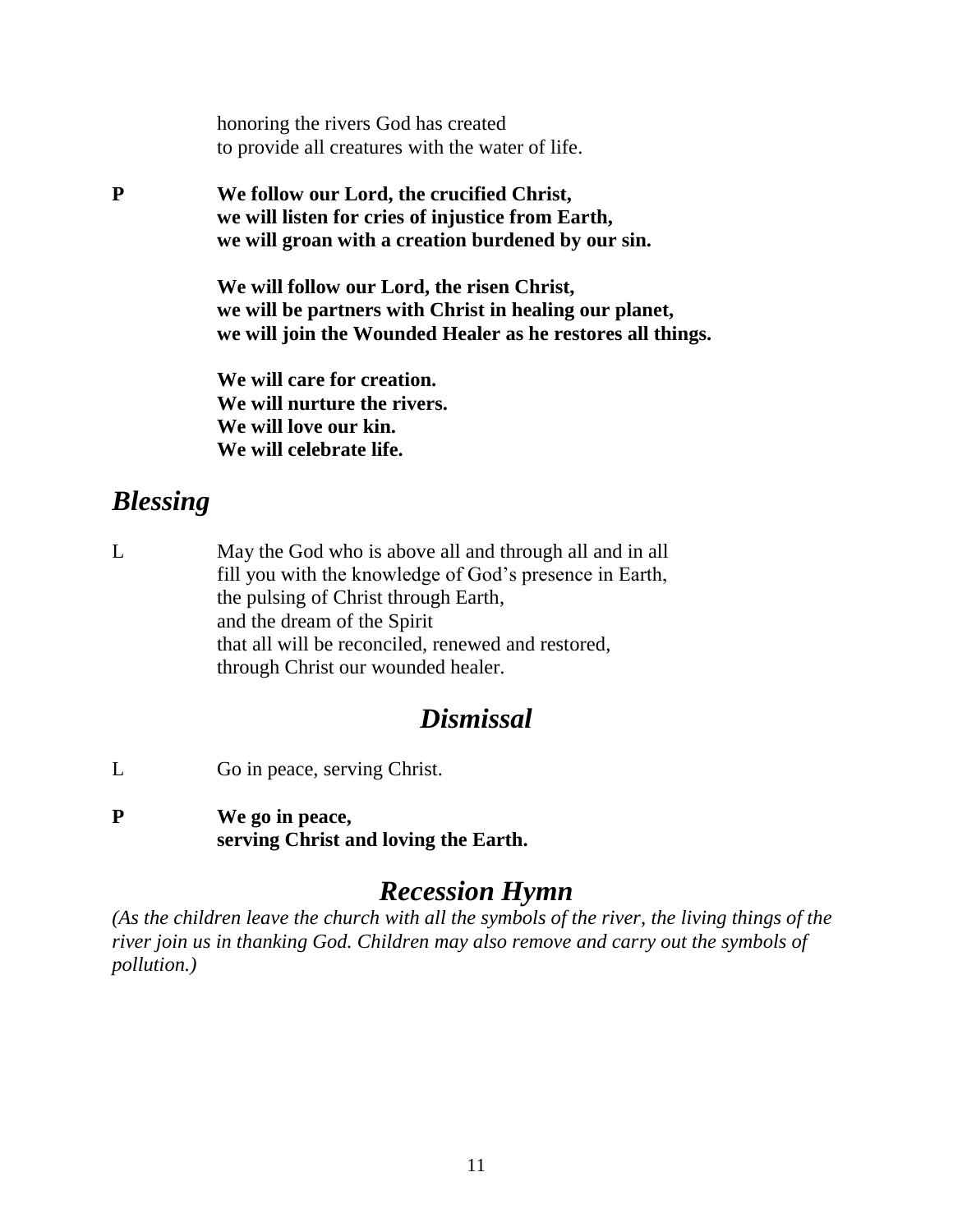honoring the rivers God has created
to provide all creatures with the water of life.

**P** **We follow our Lord, the crucified Christ,**
**we will listen for cries of injustice from Earth,**
**we will groan with a creation burdened by our sin.**

**We will follow our Lord, the risen Christ,**
**we will be partners with Christ in healing our planet,**
**we will join the Wounded Healer as he restores all things.**

**We will care for creation.**
**We will nurture the rivers.**
**We will love our kin.**
**We will celebrate life.**

## *Blessing*

L May the God who is above all and through all and in all
fill you with the knowledge of God's presence in Earth,
the pulsing of Christ through Earth,
and the dream of the Spirit
that all will be reconciled, renewed and restored,
through Christ our wounded healer.

## *Dismissal*

L Go in peace, serving Christ.

**P** **We go in peace,**
**serving Christ and loving the Earth.**

## *Recession Hymn*

*(As the children leave the church with all the symbols of the river, the living things of the river join us in thanking God. Children may also remove and carry out the symbols of pollution.)*